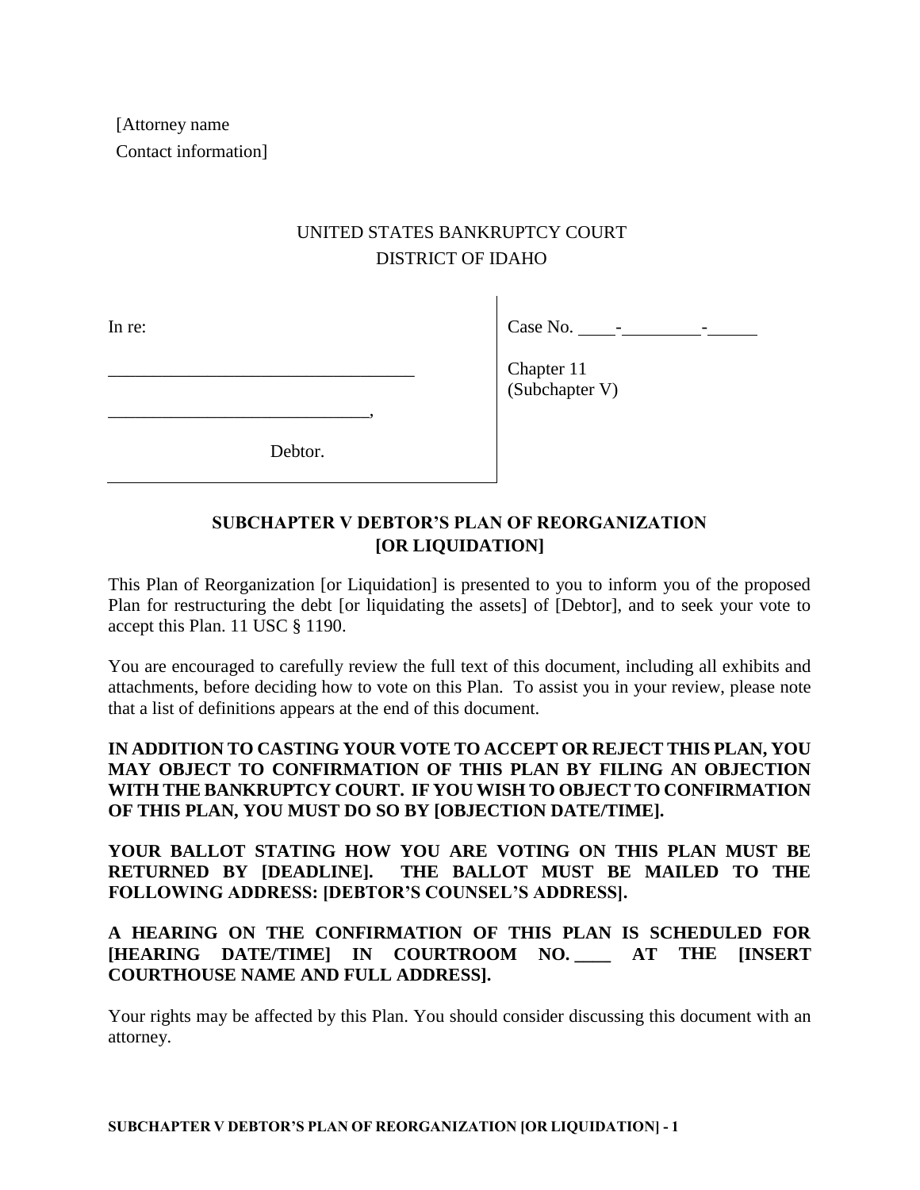[Attorney name
Contact information]

UNITED STATES BANKRUPTCY COURT
DISTRICT OF IDAHO

| In re: ________________________________ ____________________________, Debtor. | Case No. ____-_________-_____ Chapter 11 (Subchapter V) |
|---|---|

## SUBCHAPTER V DEBTOR'S PLAN OF REORGANIZATION [OR LIQUIDATION]

This Plan of Reorganization [or Liquidation] is presented to you to inform you of the proposed Plan for restructuring the debt [or liquidating the assets] of [Debtor], and to seek your vote to accept this Plan. 11 USC § 1190.

You are encouraged to carefully review the full text of this document, including all exhibits and attachments, before deciding how to vote on this Plan. To assist you in your review, please note that a list of definitions appears at the end of this document.

**IN ADDITION TO CASTING YOUR VOTE TO ACCEPT OR REJECT THIS PLAN, YOU MAY OBJECT TO CONFIRMATION OF THIS PLAN BY FILING AN OBJECTION WITH THE BANKRUPTCY COURT. IF YOU WISH TO OBJECT TO CONFIRMATION OF THIS PLAN, YOU MUST DO SO BY [OBJECTION DATE/TIME].**

**YOUR BALLOT STATING HOW YOU ARE VOTING ON THIS PLAN MUST BE RETURNED BY [DEADLINE]. THE BALLOT MUST BE MAILED TO THE FOLLOWING ADDRESS: [DEBTOR'S COUNSEL'S ADDRESS].**

**A HEARING ON THE CONFIRMATION OF THIS PLAN IS SCHEDULED FOR [HEARING DATE/TIME] IN COURTROOM NO. ____ AT THE [INSERT COURTHOUSE NAME AND FULL ADDRESS].**

Your rights may be affected by this Plan. You should consider discussing this document with an attorney.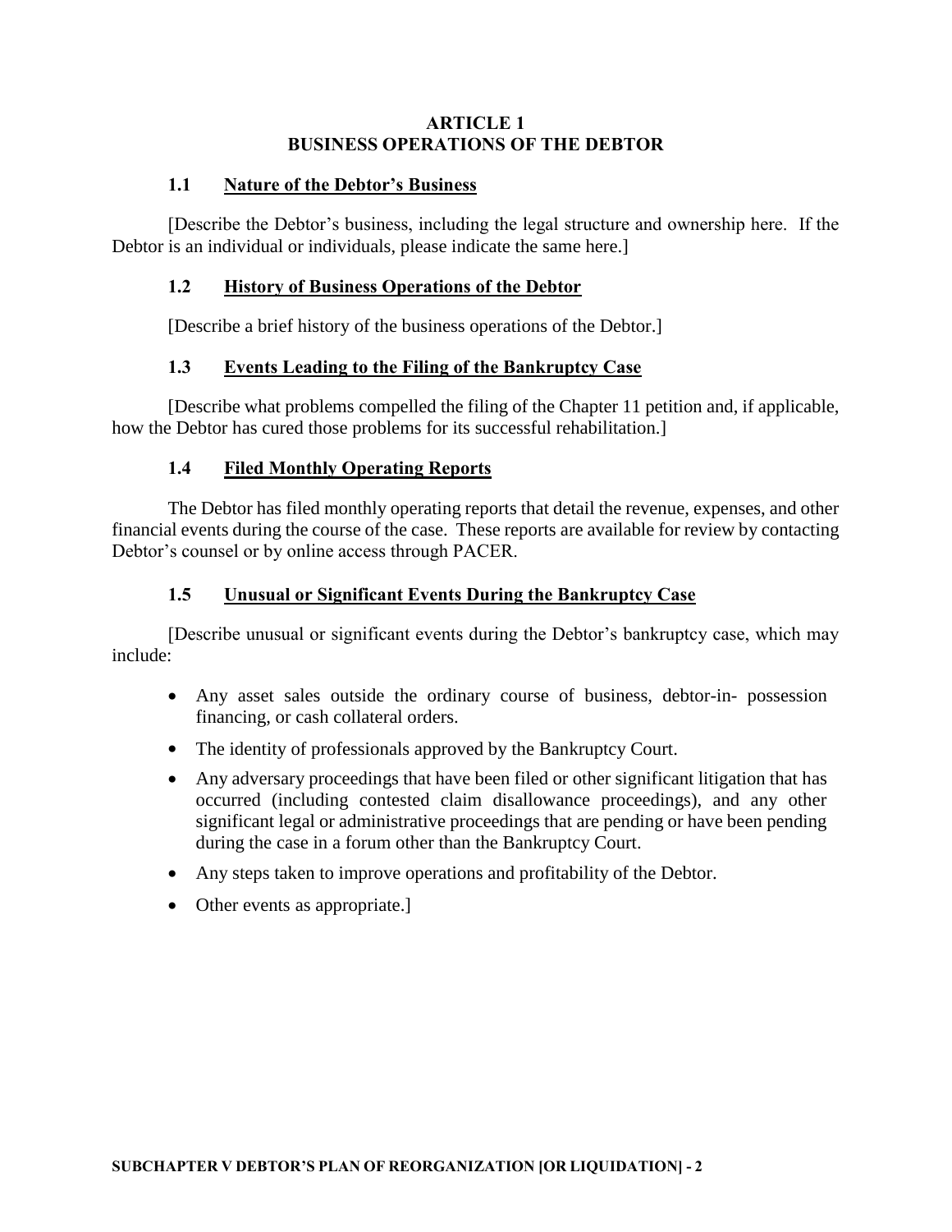# ARTICLE 1
# BUSINESS OPERATIONS OF THE DEBTOR

## 1.1 Nature of the Debtor's Business

[Describe the Debtor's business, including the legal structure and ownership here. If the Debtor is an individual or individuals, please indicate the same here.]

## 1.2 History of Business Operations of the Debtor

[Describe a brief history of the business operations of the Debtor.]

## 1.3 Events Leading to the Filing of the Bankruptcy Case

[Describe what problems compelled the filing of the Chapter 11 petition and, if applicable, how the Debtor has cured those problems for its successful rehabilitation.]

## 1.4 Filed Monthly Operating Reports

The Debtor has filed monthly operating reports that detail the revenue, expenses, and other financial events during the course of the case. These reports are available for review by contacting Debtor's counsel or by online access through PACER.

## 1.5 Unusual or Significant Events During the Bankruptcy Case

[Describe unusual or significant events during the Debtor's bankruptcy case, which may include:

- Any asset sales outside the ordinary course of business, debtor-in- possession financing, or cash collateral orders.
- The identity of professionals approved by the Bankruptcy Court.
- Any adversary proceedings that have been filed or other significant litigation that has occurred (including contested claim disallowance proceedings), and any other significant legal or administrative proceedings that are pending or have been pending during the case in a forum other than the Bankruptcy Court.
- Any steps taken to improve operations and profitability of the Debtor.
- Other events as appropriate.]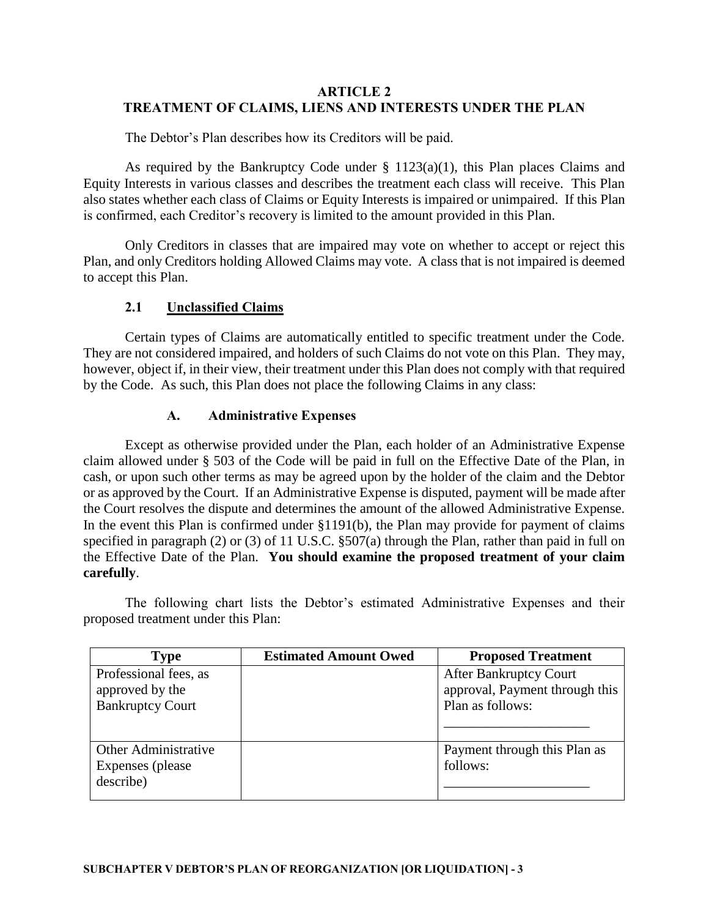# ARTICLE 2
# TREATMENT OF CLAIMS, LIENS AND INTERESTS UNDER THE PLAN

The Debtor's Plan describes how its Creditors will be paid.

As required by the Bankruptcy Code under § 1123(a)(1), this Plan places Claims and Equity Interests in various classes and describes the treatment each class will receive. This Plan also states whether each class of Claims or Equity Interests is impaired or unimpaired. If this Plan is confirmed, each Creditor's recovery is limited to the amount provided in this Plan.

Only Creditors in classes that are impaired may vote on whether to accept or reject this Plan, and only Creditors holding Allowed Claims may vote. A class that is not impaired is deemed to accept this Plan.

## 2.1 Unclassified Claims

Certain types of Claims are automatically entitled to specific treatment under the Code. They are not considered impaired, and holders of such Claims do not vote on this Plan. They may, however, object if, in their view, their treatment under this Plan does not comply with that required by the Code. As such, this Plan does not place the following Claims in any class:

### A. Administrative Expenses

Except as otherwise provided under the Plan, each holder of an Administrative Expense claim allowed under § 503 of the Code will be paid in full on the Effective Date of the Plan, in cash, or upon such other terms as may be agreed upon by the holder of the claim and the Debtor or as approved by the Court. If an Administrative Expense is disputed, payment will be made after the Court resolves the dispute and determines the amount of the allowed Administrative Expense. In the event this Plan is confirmed under §1191(b), the Plan may provide for payment of claims specified in paragraph (2) or (3) of 11 U.S.C. §507(a) through the Plan, rather than paid in full on the Effective Date of the Plan. **You should examine the proposed treatment of your claim carefully**.

The following chart lists the Debtor's estimated Administrative Expenses and their proposed treatment under this Plan:

| Type | Estimated Amount Owed | Proposed Treatment |
|---|---|---|
| Professional fees, as approved by the Bankruptcy Court | | After Bankruptcy Court approval, Payment through this Plan as follows: ____________________ |
| Other Administrative Expenses (please describe) | | Payment through this Plan as follows: ____________________ |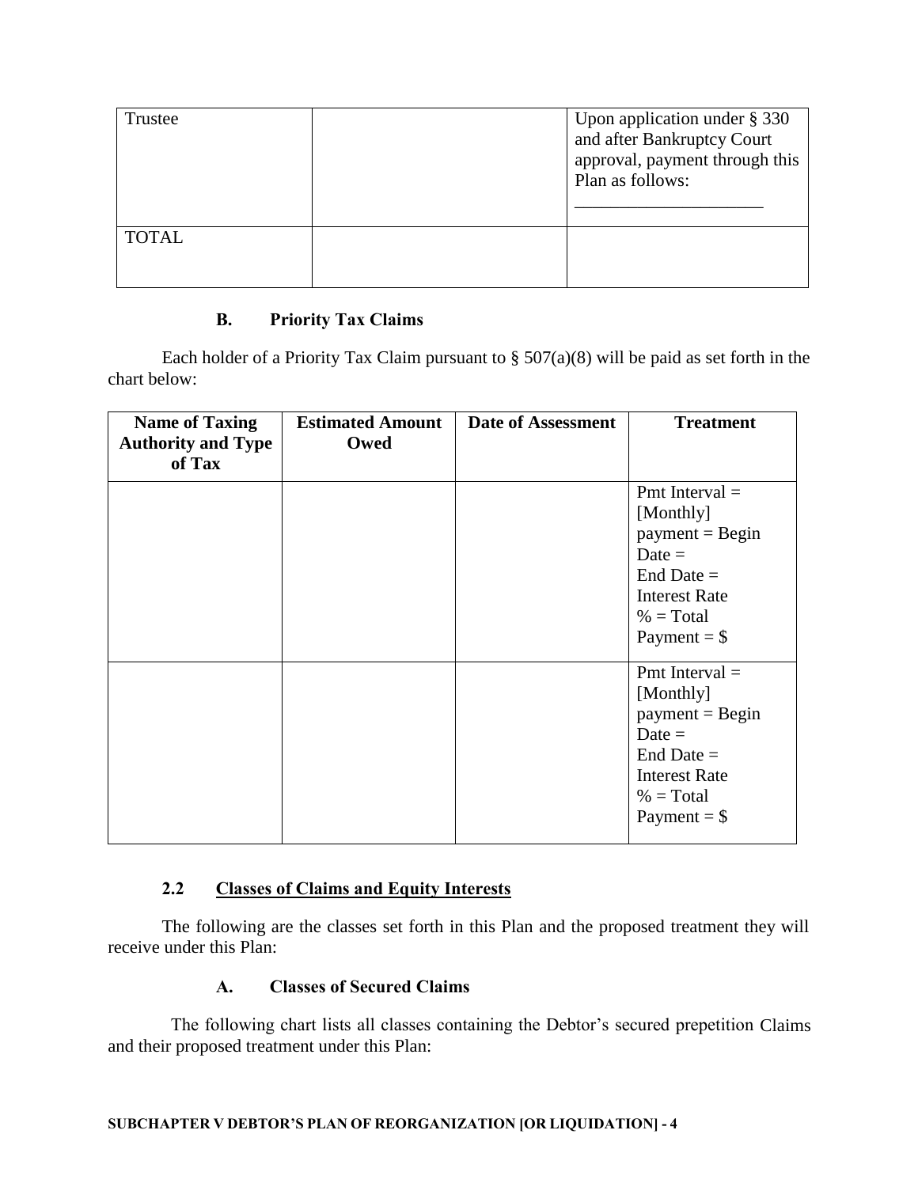| Trustee | | Upon application under § 330 and after Bankruptcy Court approval, payment through this Plan as follows: ____________________ |
|---|---|---|
| TOTAL | | |

### B. Priority Tax Claims

Each holder of a Priority Tax Claim pursuant to § 507(a)(8) will be paid as set forth in the chart below:

| Name of Taxing Authority and Type of Tax | Estimated Amount Owed | Date of Assessment | Treatment |
|---|---|---|---|
| | | | Pmt Interval = [Monthly] payment = Begin Date = End Date = Interest Rate % = Total Payment = $ |
| | | | Pmt Interval = [Monthly] payment = Begin Date = End Date = Interest Rate % = Total Payment = $ |

## 2.2 Classes of Claims and Equity Interests

The following are the classes set forth in this Plan and the proposed treatment they will receive under this Plan:

### A. Classes of Secured Claims

The following chart lists all classes containing the Debtor's secured prepetition Claims and their proposed treatment under this Plan: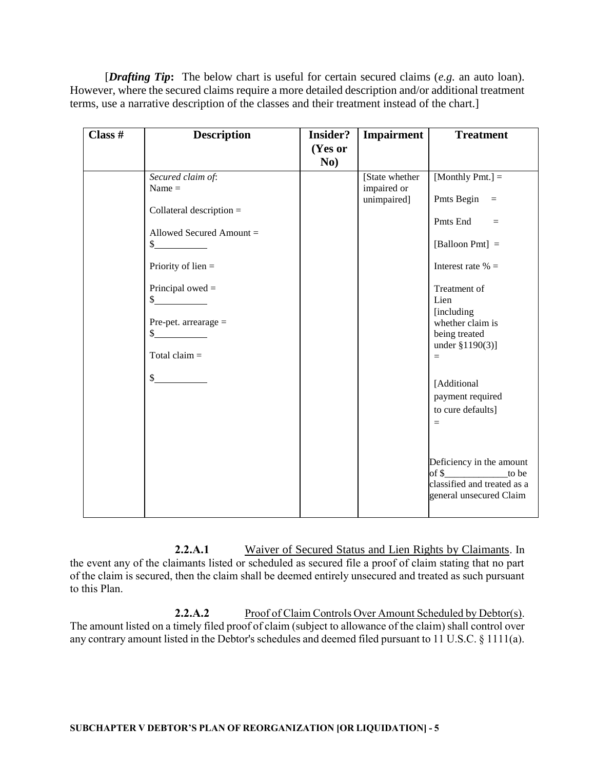[***Drafting Tip*:** The below chart is useful for certain secured claims (*e.g.* an auto loan). However, where the secured claims require a more detailed description and/or additional treatment terms, use a narrative description of the classes and their treatment instead of the chart.]

| Class # | Description | Insider? (Yes or No) | Impairment | Treatment |
|---|---|---|---|---|
| | *Secured claim of*:<br>Name =<br><br>Collateral description =<br><br>Allowed Secured Amount =<br>$\_\_\_\_\_\_\_\_\_\_<br><br>Priority of lien =<br><br>Principal owed =<br>$\_\_\_\_\_\_\_\_\_\_<br><br>Pre-pet. arrearage =<br>$\_\_\_\_\_\_\_\_\_\_<br><br>Total claim =<br><br>$\_\_\_\_\_\_\_\_\_\_ | | [State whether impaired or unimpaired] | [Monthly Pmt.] =<br><br>Pmts Begin =<br><br>Pmts End =<br><br>[Balloon Pmt] =<br><br>Interest rate % =<br><br>Treatment of Lien [including whether claim is being treated under §1190(3)] =<br><br>[Additional payment required to cure defaults] =<br><br>Deficiency in the amount of $\_\_\_\_\_\_\_\_\_\_\_\_\_to be classified and treated as a general unsecured Claim |

**2.2.A.1** Waiver of Secured Status and Lien Rights by Claimants. In the event any of the claimants listed or scheduled as secured file a proof of claim stating that no part of the claim is secured, then the claim shall be deemed entirely unsecured and treated as such pursuant to this Plan.

**2.2.A.2** Proof of Claim Controls Over Amount Scheduled by Debtor(s). The amount listed on a timely filed proof of claim (subject to allowance of the claim) shall control over any contrary amount listed in the Debtor's schedules and deemed filed pursuant to 11 U.S.C. § 1111(a).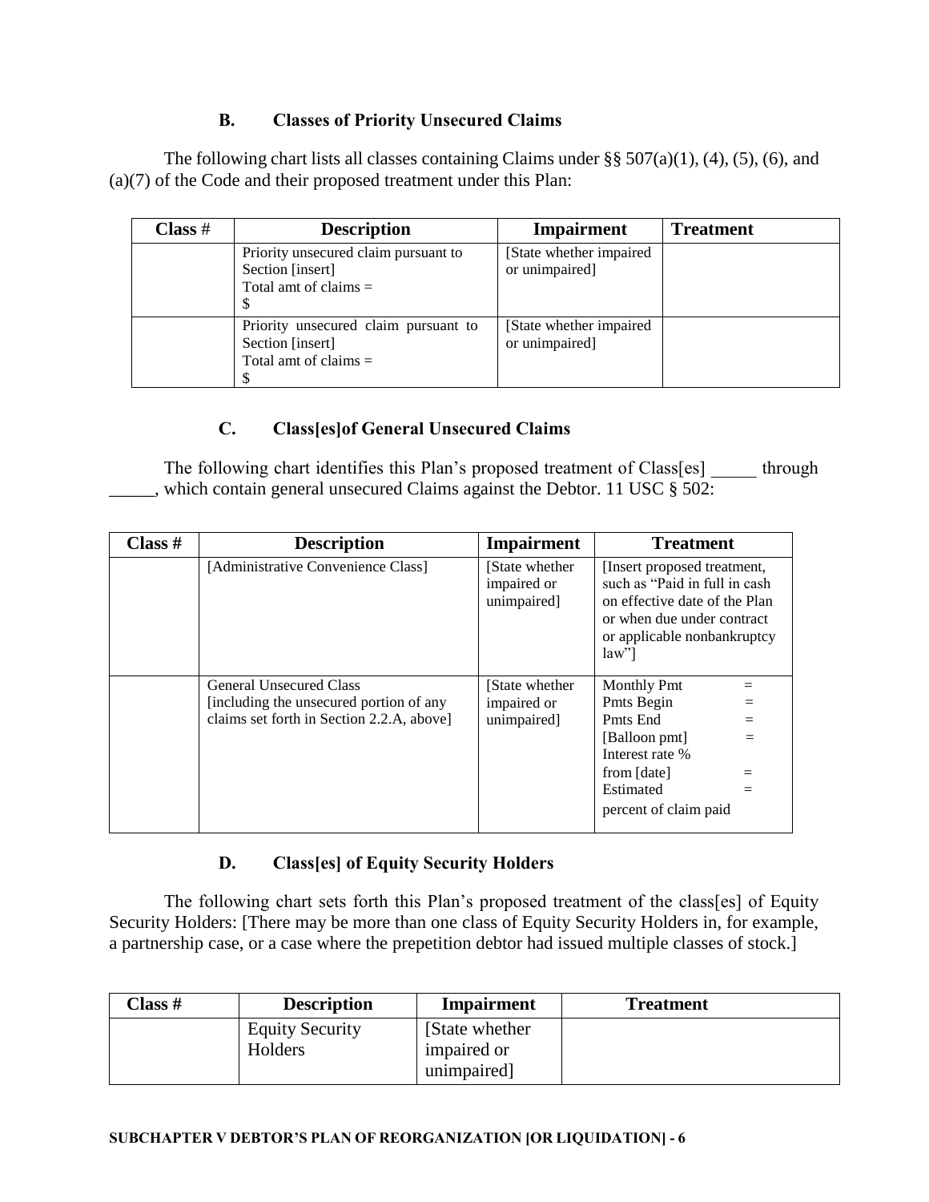### B. Classes of Priority Unsecured Claims

The following chart lists all classes containing Claims under §§ 507(a)(1), (4), (5), (6), and (a)(7) of the Code and their proposed treatment under this Plan:

| Class # | Description | Impairment | Treatment |
|---|---|---|---|
| | Priority unsecured claim pursuant to Section [insert]<br>Total amt of claims =<br>$ | [State whether impaired or unimpaired] | |
| | Priority unsecured claim pursuant to Section [insert]<br>Total amt of claims =<br>$ | [State whether impaired or unimpaired] | |

### C. Class[es]of General Unsecured Claims

The following chart identifies this Plan's proposed treatment of Class[es] _____ through _____, which contain general unsecured Claims against the Debtor. 11 USC § 502:

| Class # | Description | Impairment | Treatment |
|---|---|---|---|
| | [Administrative Convenience Class] | [State whether impaired or unimpaired] | [Insert proposed treatment, such as "Paid in full in cash on effective date of the Plan or when due under contract or applicable nonbankruptcy law"] |
| | General Unsecured Class<br>[including the unsecured portion of any claims set forth in Section 2.2.A, above] | [State whether impaired or unimpaired] | Monthly Pmt =<br>Pmts Begin =<br>Pmts End =<br>[Balloon pmt] =<br>Interest rate %<br>from [date] =<br>Estimated =<br>percent of claim paid |

### D. Class[es] of Equity Security Holders

The following chart sets forth this Plan's proposed treatment of the class[es] of Equity Security Holders: [There may be more than one class of Equity Security Holders in, for example, a partnership case, or a case where the prepetition debtor had issued multiple classes of stock.]

| Class # | Description | Impairment | Treatment |
|---|---|---|---|
| | Equity Security Holders | [State whether impaired or unimpaired] | |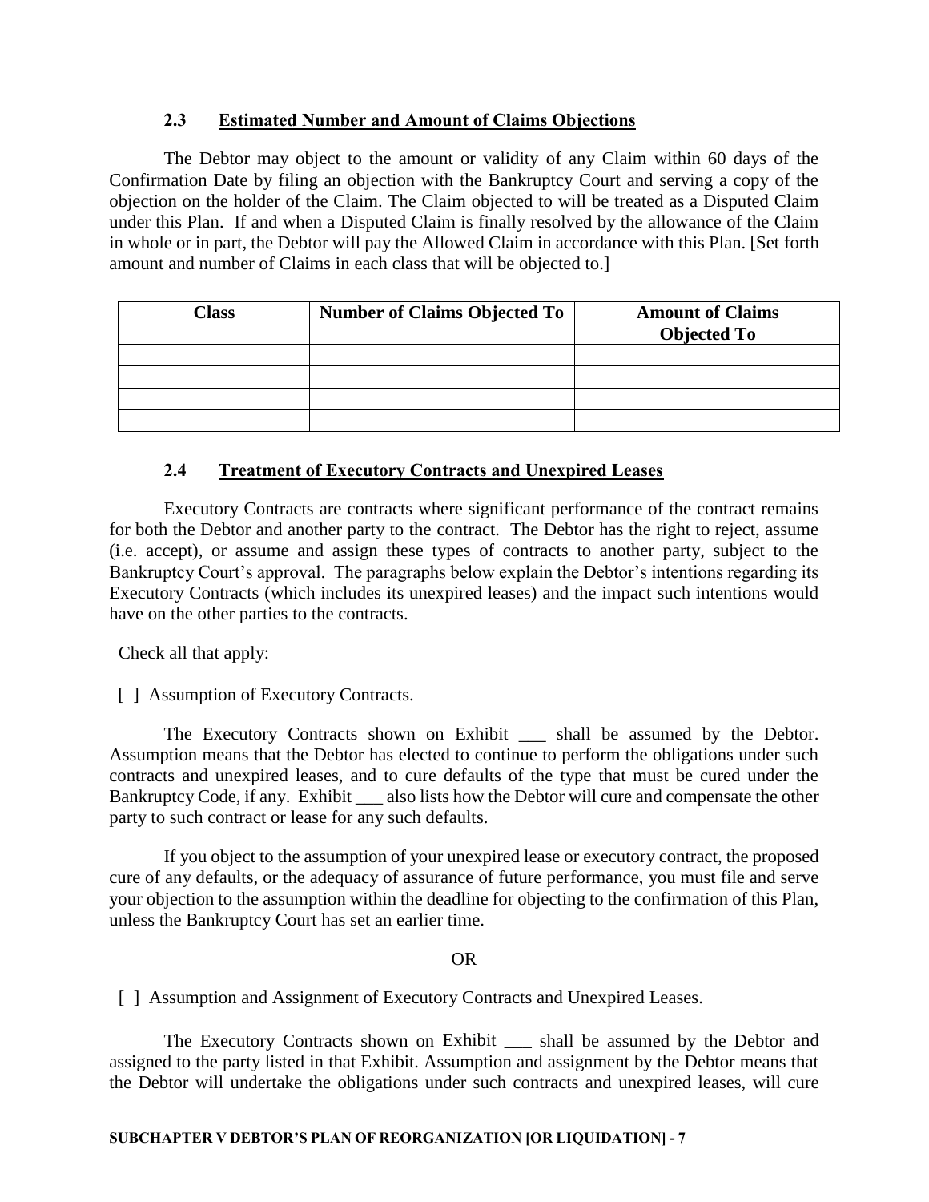### 2.3 Estimated Number and Amount of Claims Objections

The Debtor may object to the amount or validity of any Claim within 60 days of the Confirmation Date by filing an objection with the Bankruptcy Court and serving a copy of the objection on the holder of the Claim. The Claim objected to will be treated as a Disputed Claim under this Plan. If and when a Disputed Claim is finally resolved by the allowance of the Claim in whole or in part, the Debtor will pay the Allowed Claim in accordance with this Plan. [Set forth amount and number of Claims in each class that will be objected to.]

| Class | Number of Claims Objected To | Amount of Claims Objected To |
|---|---|---|
| | | |
| | | |
| | | |
| | | |

### 2.4 Treatment of Executory Contracts and Unexpired Leases

Executory Contracts are contracts where significant performance of the contract remains for both the Debtor and another party to the contract. The Debtor has the right to reject, assume (i.e. accept), or assume and assign these types of contracts to another party, subject to the Bankruptcy Court's approval. The paragraphs below explain the Debtor's intentions regarding its Executory Contracts (which includes its unexpired leases) and the impact such intentions would have on the other parties to the contracts.

Check all that apply:

[ ] Assumption of Executory Contracts.

The Executory Contracts shown on Exhibit ___ shall be assumed by the Debtor. Assumption means that the Debtor has elected to continue to perform the obligations under such contracts and unexpired leases, and to cure defaults of the type that must be cured under the Bankruptcy Code, if any. Exhibit ___ also lists how the Debtor will cure and compensate the other party to such contract or lease for any such defaults.

If you object to the assumption of your unexpired lease or executory contract, the proposed cure of any defaults, or the adequacy of assurance of future performance, you must file and serve your objection to the assumption within the deadline for objecting to the confirmation of this Plan, unless the Bankruptcy Court has set an earlier time.

OR

[ ] Assumption and Assignment of Executory Contracts and Unexpired Leases.

The Executory Contracts shown on Exhibit ___ shall be assumed by the Debtor and assigned to the party listed in that Exhibit. Assumption and assignment by the Debtor means that the Debtor will undertake the obligations under such contracts and unexpired leases, will cure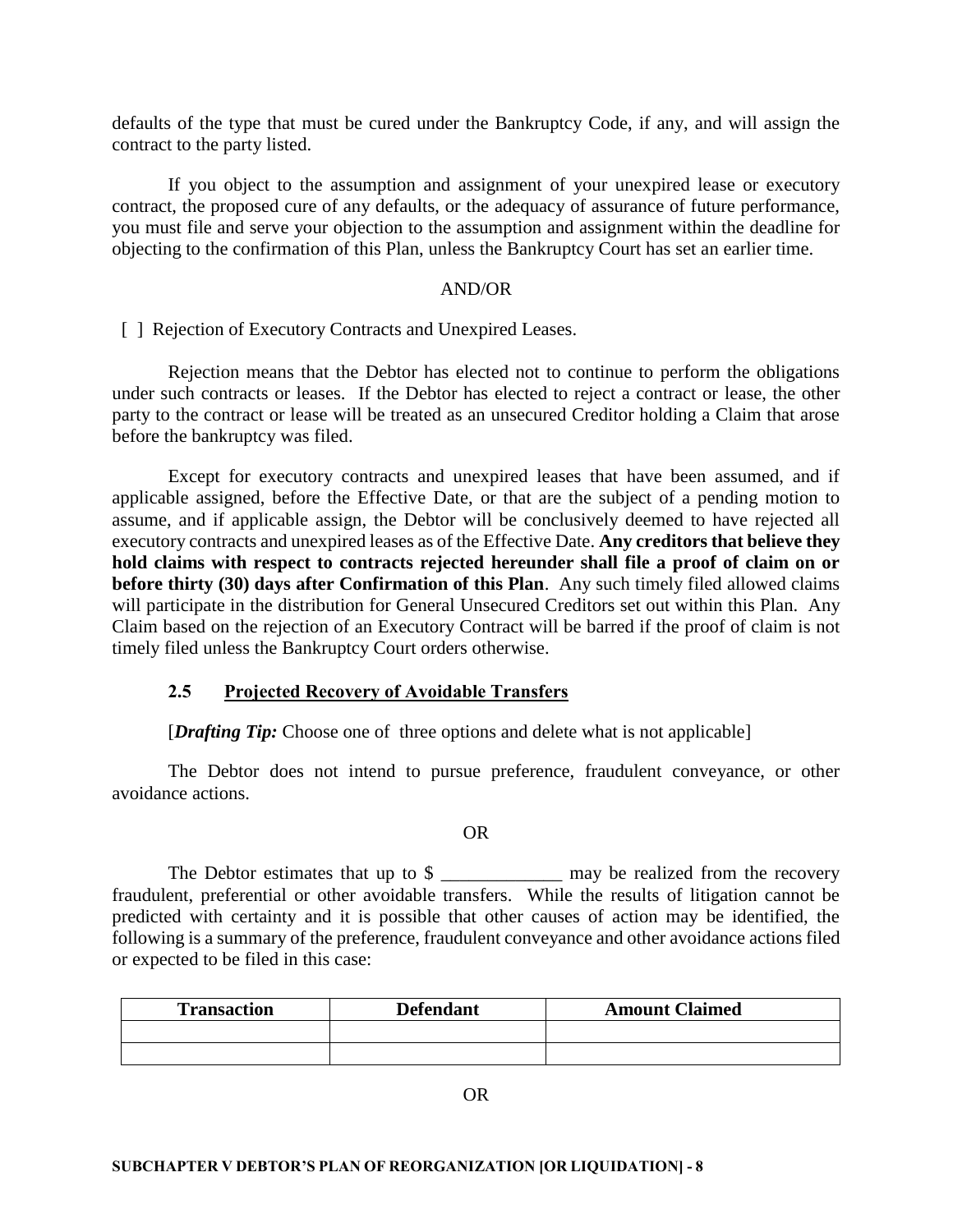defaults of the type that must be cured under the Bankruptcy Code, if any, and will assign the contract to the party listed.

If you object to the assumption and assignment of your unexpired lease or executory contract, the proposed cure of any defaults, or the adequacy of assurance of future performance, you must file and serve your objection to the assumption and assignment within the deadline for objecting to the confirmation of this Plan, unless the Bankruptcy Court has set an earlier time.

AND/OR

[ ] Rejection of Executory Contracts and Unexpired Leases.

Rejection means that the Debtor has elected not to continue to perform the obligations under such contracts or leases. If the Debtor has elected to reject a contract or lease, the other party to the contract or lease will be treated as an unsecured Creditor holding a Claim that arose before the bankruptcy was filed.

Except for executory contracts and unexpired leases that have been assumed, and if applicable assigned, before the Effective Date, or that are the subject of a pending motion to assume, and if applicable assign, the Debtor will be conclusively deemed to have rejected all executory contracts and unexpired leases as of the Effective Date. **Any creditors that believe they hold claims with respect to contracts rejected hereunder shall file a proof of claim on or before thirty (30) days after Confirmation of this Plan**. Any such timely filed allowed claims will participate in the distribution for General Unsecured Creditors set out within this Plan. Any Claim based on the rejection of an Executory Contract will be barred if the proof of claim is not timely filed unless the Bankruptcy Court orders otherwise.

### 2.5 Projected Recovery of Avoidable Transfers

[***Drafting Tip:*** Choose one of three options and delete what is not applicable]

The Debtor does not intend to pursue preference, fraudulent conveyance, or other avoidance actions.

OR

The Debtor estimates that up to $ _____________ may be realized from the recovery fraudulent, preferential or other avoidable transfers. While the results of litigation cannot be predicted with certainty and it is possible that other causes of action may be identified, the following is a summary of the preference, fraudulent conveyance and other avoidance actions filed or expected to be filed in this case:

| Transaction | Defendant | Amount Claimed |
| --- | --- | --- |
| | | |
| | | |

OR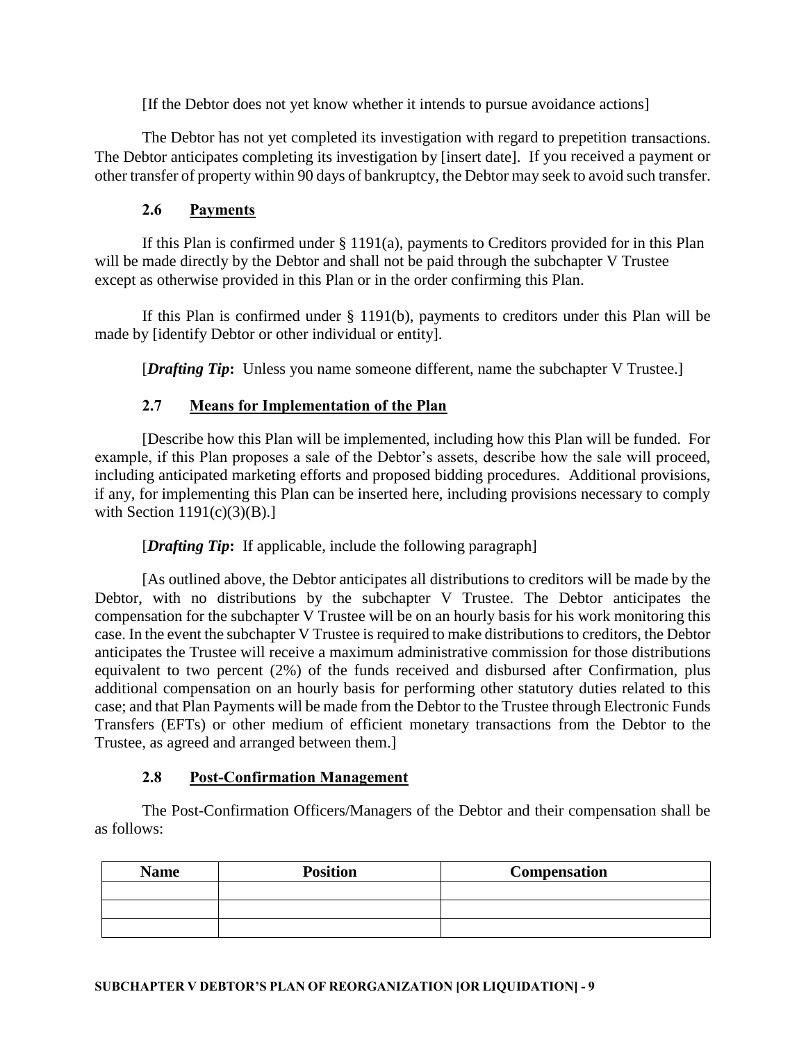[If the Debtor does not yet know whether it intends to pursue avoidance actions]

The Debtor has not yet completed its investigation with regard to prepetition transactions. The Debtor anticipates completing its investigation by [insert date]. If you received a payment or other transfer of property within 90 days of bankruptcy, the Debtor may seek to avoid such transfer.

### 2.6 Payments

If this Plan is confirmed under § 1191(a), payments to Creditors provided for in this Plan will be made directly by the Debtor and shall not be paid through the subchapter V Trustee except as otherwise provided in this Plan or in the order confirming this Plan.

If this Plan is confirmed under § 1191(b), payments to creditors under this Plan will be made by [identify Debtor or other individual or entity].

[***Drafting Tip*:** Unless you name someone different, name the subchapter V Trustee.]

### 2.7 Means for Implementation of the Plan

[Describe how this Plan will be implemented, including how this Plan will be funded. For example, if this Plan proposes a sale of the Debtor's assets, describe how the sale will proceed, including anticipated marketing efforts and proposed bidding procedures. Additional provisions, if any, for implementing this Plan can be inserted here, including provisions necessary to comply with Section 1191(c)(3)(B).]

[***Drafting Tip*:** If applicable, include the following paragraph]

[As outlined above, the Debtor anticipates all distributions to creditors will be made by the Debtor, with no distributions by the subchapter V Trustee. The Debtor anticipates the compensation for the subchapter V Trustee will be on an hourly basis for his work monitoring this case. In the event the subchapter V Trustee is required to make distributions to creditors, the Debtor anticipates the Trustee will receive a maximum administrative commission for those distributions equivalent to two percent (2%) of the funds received and disbursed after Confirmation, plus additional compensation on an hourly basis for performing other statutory duties related to this case; and that Plan Payments will be made from the Debtor to the Trustee through Electronic Funds Transfers (EFTs) or other medium of efficient monetary transactions from the Debtor to the Trustee, as agreed and arranged between them.]

### 2.8 Post-Confirmation Management

The Post-Confirmation Officers/Managers of the Debtor and their compensation shall be as follows:

| Name | Position | Compensation |
|---|---|---|
| | | |
| | | |
| | | |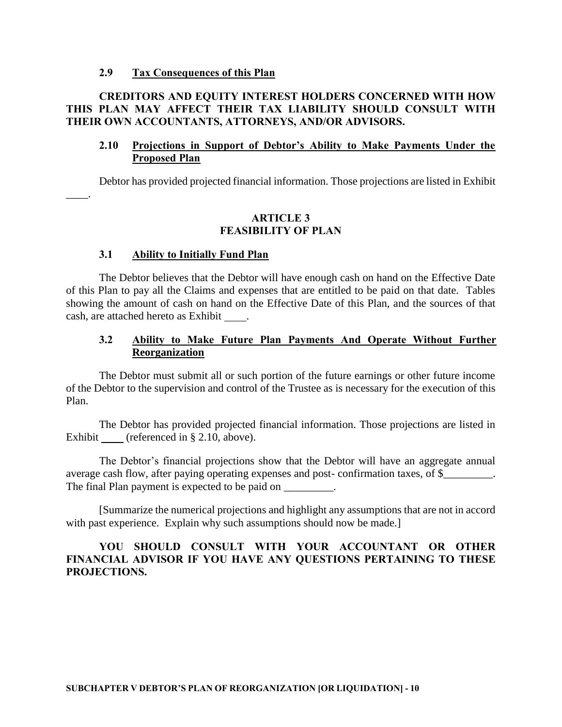### 2.9 Tax Consequences of this Plan

**CREDITORS AND EQUITY INTEREST HOLDERS CONCERNED WITH HOW THIS PLAN MAY AFFECT THEIR TAX LIABILITY SHOULD CONSULT WITH THEIR OWN ACCOUNTANTS, ATTORNEYS, AND/OR ADVISORS.**

### 2.10 Projections in Support of Debtor's Ability to Make Payments Under the Proposed Plan

Debtor has provided projected financial information. Those projections are listed in Exhibit ____.

## ARTICLE 3
## FEASIBILITY OF PLAN

### 3.1 Ability to Initially Fund Plan

The Debtor believes that the Debtor will have enough cash on hand on the Effective Date of this Plan to pay all the Claims and expenses that are entitled to be paid on that date. Tables showing the amount of cash on hand on the Effective Date of this Plan, and the sources of that cash, are attached hereto as Exhibit ____.

### 3.2 Ability to Make Future Plan Payments And Operate Without Further Reorganization

The Debtor must submit all or such portion of the future earnings or other future income of the Debtor to the supervision and control of the Trustee as is necessary for the execution of this Plan.

The Debtor has provided projected financial information. Those projections are listed in Exhibit ____ (referenced in § 2.10, above).

The Debtor's financial projections show that the Debtor will have an aggregate annual average cash flow, after paying operating expenses and post- confirmation taxes, of $_________. The final Plan payment is expected to be paid on _________.

[Summarize the numerical projections and highlight any assumptions that are not in accord with past experience. Explain why such assumptions should now be made.]

**YOU SHOULD CONSULT WITH YOUR ACCOUNTANT OR OTHER FINANCIAL ADVISOR IF YOU HAVE ANY QUESTIONS PERTAINING TO THESE PROJECTIONS.**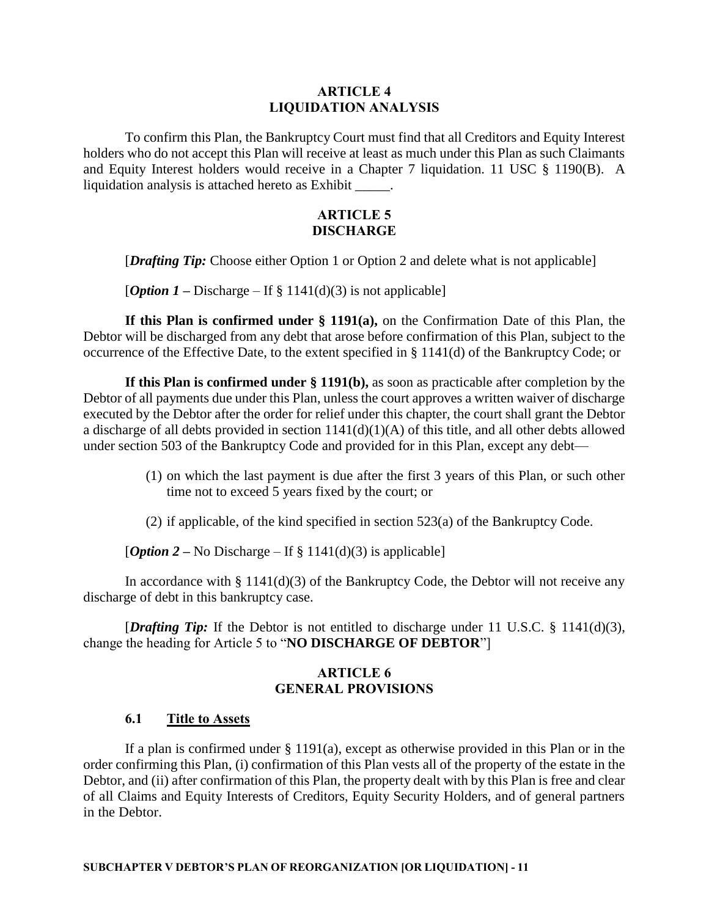## ARTICLE 4
## LIQUIDATION ANALYSIS

To confirm this Plan, the Bankruptcy Court must find that all Creditors and Equity Interest holders who do not accept this Plan will receive at least as much under this Plan as such Claimants and Equity Interest holders would receive in a Chapter 7 liquidation. 11 USC § 1190(B). A liquidation analysis is attached hereto as Exhibit _____.

## ARTICLE 5
## DISCHARGE

[***Drafting Tip:*** Choose either Option 1 or Option 2 and delete what is not applicable]

[***Option 1*** **–** Discharge – If § 1141(d)(3) is not applicable]

**If this Plan is confirmed under § 1191(a),** on the Confirmation Date of this Plan, the Debtor will be discharged from any debt that arose before confirmation of this Plan, subject to the occurrence of the Effective Date, to the extent specified in § 1141(d) of the Bankruptcy Code; or

**If this Plan is confirmed under § 1191(b),** as soon as practicable after completion by the Debtor of all payments due under this Plan, unless the court approves a written waiver of discharge executed by the Debtor after the order for relief under this chapter, the court shall grant the Debtor a discharge of all debts provided in section 1141(d)(1)(A) of this title, and all other debts allowed under section 503 of the Bankruptcy Code and provided for in this Plan, except any debt—

(1) on which the last payment is due after the first 3 years of this Plan, or such other time not to exceed 5 years fixed by the court; or

(2) if applicable, of the kind specified in section 523(a) of the Bankruptcy Code.

[***Option 2*** **–** No Discharge – If § 1141(d)(3) is applicable]

In accordance with § 1141(d)(3) of the Bankruptcy Code, the Debtor will not receive any discharge of debt in this bankruptcy case.

[***Drafting Tip:*** If the Debtor is not entitled to discharge under 11 U.S.C. § 1141(d)(3), change the heading for Article 5 to "**NO DISCHARGE OF DEBTOR**"]

## ARTICLE 6
## GENERAL PROVISIONS

### 6.1 Title to Assets

If a plan is confirmed under § 1191(a), except as otherwise provided in this Plan or in the order confirming this Plan, (i) confirmation of this Plan vests all of the property of the estate in the Debtor, and (ii) after confirmation of this Plan, the property dealt with by this Plan is free and clear of all Claims and Equity Interests of Creditors, Equity Security Holders, and of general partners in the Debtor.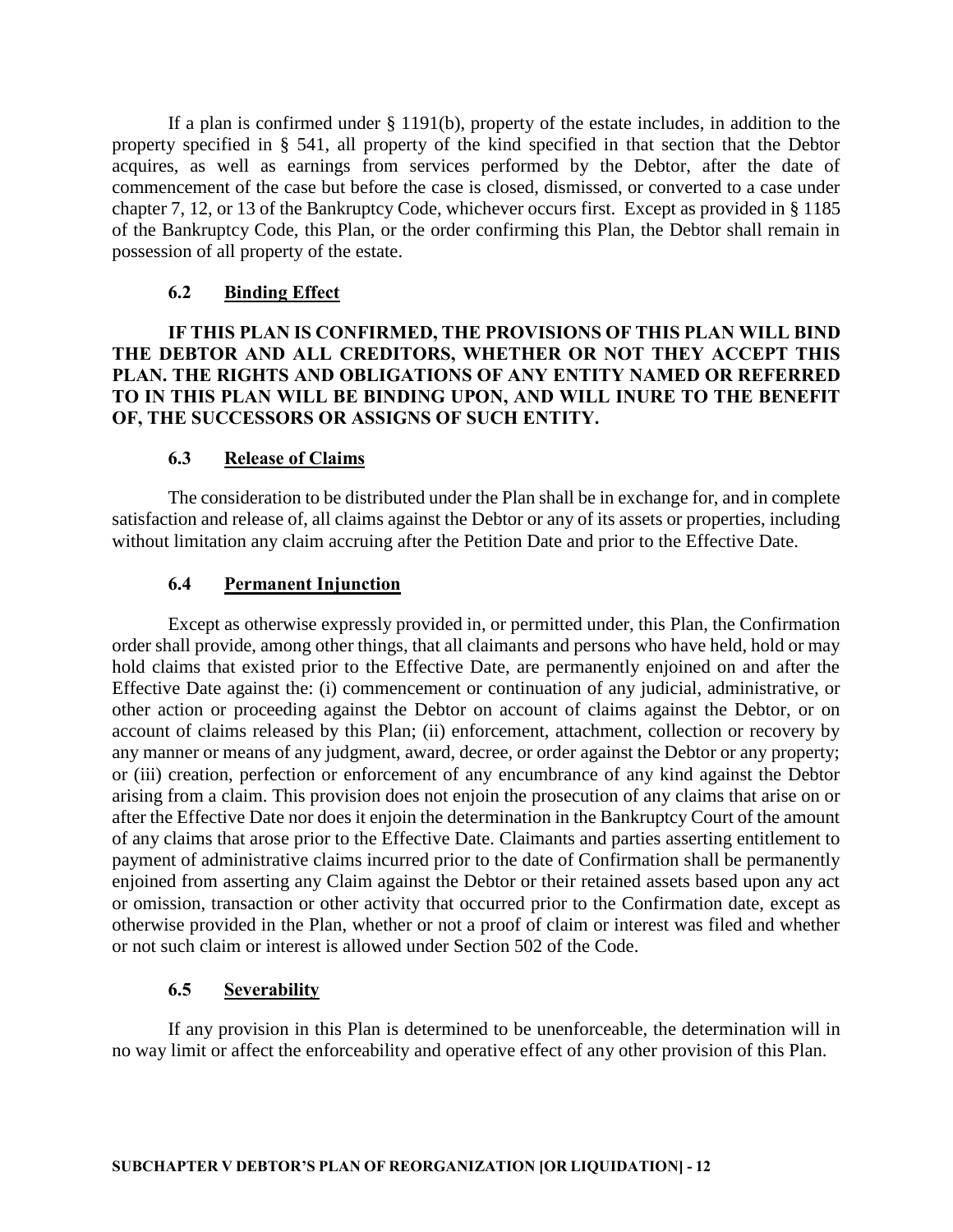If a plan is confirmed under § 1191(b), property of the estate includes, in addition to the property specified in § 541, all property of the kind specified in that section that the Debtor acquires, as well as earnings from services performed by the Debtor, after the date of commencement of the case but before the case is closed, dismissed, or converted to a case under chapter 7, 12, or 13 of the Bankruptcy Code, whichever occurs first. Except as provided in § 1185 of the Bankruptcy Code, this Plan, or the order confirming this Plan, the Debtor shall remain in possession of all property of the estate.

### 6.2 Binding Effect

**IF THIS PLAN IS CONFIRMED, THE PROVISIONS OF THIS PLAN WILL BIND THE DEBTOR AND ALL CREDITORS, WHETHER OR NOT THEY ACCEPT THIS PLAN. THE RIGHTS AND OBLIGATIONS OF ANY ENTITY NAMED OR REFERRED TO IN THIS PLAN WILL BE BINDING UPON, AND WILL INURE TO THE BENEFIT OF, THE SUCCESSORS OR ASSIGNS OF SUCH ENTITY.**

### 6.3 Release of Claims

The consideration to be distributed under the Plan shall be in exchange for, and in complete satisfaction and release of, all claims against the Debtor or any of its assets or properties, including without limitation any claim accruing after the Petition Date and prior to the Effective Date.

### 6.4 Permanent Injunction

Except as otherwise expressly provided in, or permitted under, this Plan, the Confirmation order shall provide, among other things, that all claimants and persons who have held, hold or may hold claims that existed prior to the Effective Date, are permanently enjoined on and after the Effective Date against the: (i) commencement or continuation of any judicial, administrative, or other action or proceeding against the Debtor on account of claims against the Debtor, or on account of claims released by this Plan; (ii) enforcement, attachment, collection or recovery by any manner or means of any judgment, award, decree, or order against the Debtor or any property; or (iii) creation, perfection or enforcement of any encumbrance of any kind against the Debtor arising from a claim. This provision does not enjoin the prosecution of any claims that arise on or after the Effective Date nor does it enjoin the determination in the Bankruptcy Court of the amount of any claims that arose prior to the Effective Date. Claimants and parties asserting entitlement to payment of administrative claims incurred prior to the date of Confirmation shall be permanently enjoined from asserting any Claim against the Debtor or their retained assets based upon any act or omission, transaction or other activity that occurred prior to the Confirmation date, except as otherwise provided in the Plan, whether or not a proof of claim or interest was filed and whether or not such claim or interest is allowed under Section 502 of the Code.

### 6.5 Severability

If any provision in this Plan is determined to be unenforceable, the determination will in no way limit or affect the enforceability and operative effect of any other provision of this Plan.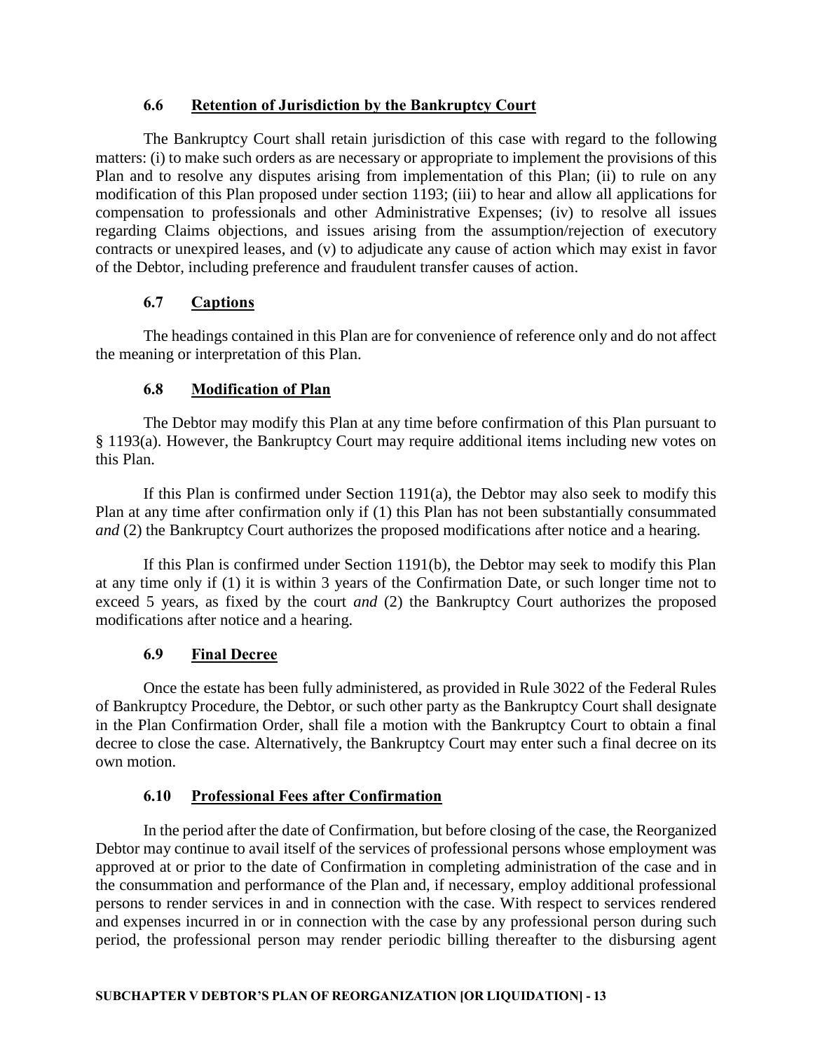### 6.6 Retention of Jurisdiction by the Bankruptcy Court

The Bankruptcy Court shall retain jurisdiction of this case with regard to the following matters: (i) to make such orders as are necessary or appropriate to implement the provisions of this Plan and to resolve any disputes arising from implementation of this Plan; (ii) to rule on any modification of this Plan proposed under section 1193; (iii) to hear and allow all applications for compensation to professionals and other Administrative Expenses; (iv) to resolve all issues regarding Claims objections, and issues arising from the assumption/rejection of executory contracts or unexpired leases, and (v) to adjudicate any cause of action which may exist in favor of the Debtor, including preference and fraudulent transfer causes of action.

### 6.7 Captions

The headings contained in this Plan are for convenience of reference only and do not affect the meaning or interpretation of this Plan.

### 6.8 Modification of Plan

The Debtor may modify this Plan at any time before confirmation of this Plan pursuant to § 1193(a). However, the Bankruptcy Court may require additional items including new votes on this Plan.

If this Plan is confirmed under Section 1191(a), the Debtor may also seek to modify this Plan at any time after confirmation only if (1) this Plan has not been substantially consummated *and* (2) the Bankruptcy Court authorizes the proposed modifications after notice and a hearing.

If this Plan is confirmed under Section 1191(b), the Debtor may seek to modify this Plan at any time only if (1) it is within 3 years of the Confirmation Date, or such longer time not to exceed 5 years, as fixed by the court *and* (2) the Bankruptcy Court authorizes the proposed modifications after notice and a hearing.

### 6.9 Final Decree

Once the estate has been fully administered, as provided in Rule 3022 of the Federal Rules of Bankruptcy Procedure, the Debtor, or such other party as the Bankruptcy Court shall designate in the Plan Confirmation Order, shall file a motion with the Bankruptcy Court to obtain a final decree to close the case. Alternatively, the Bankruptcy Court may enter such a final decree on its own motion.

### 6.10 Professional Fees after Confirmation

In the period after the date of Confirmation, but before closing of the case, the Reorganized Debtor may continue to avail itself of the services of professional persons whose employment was approved at or prior to the date of Confirmation in completing administration of the case and in the consummation and performance of the Plan and, if necessary, employ additional professional persons to render services in and in connection with the case. With respect to services rendered and expenses incurred in or in connection with the case by any professional person during such period, the professional person may render periodic billing thereafter to the disbursing agent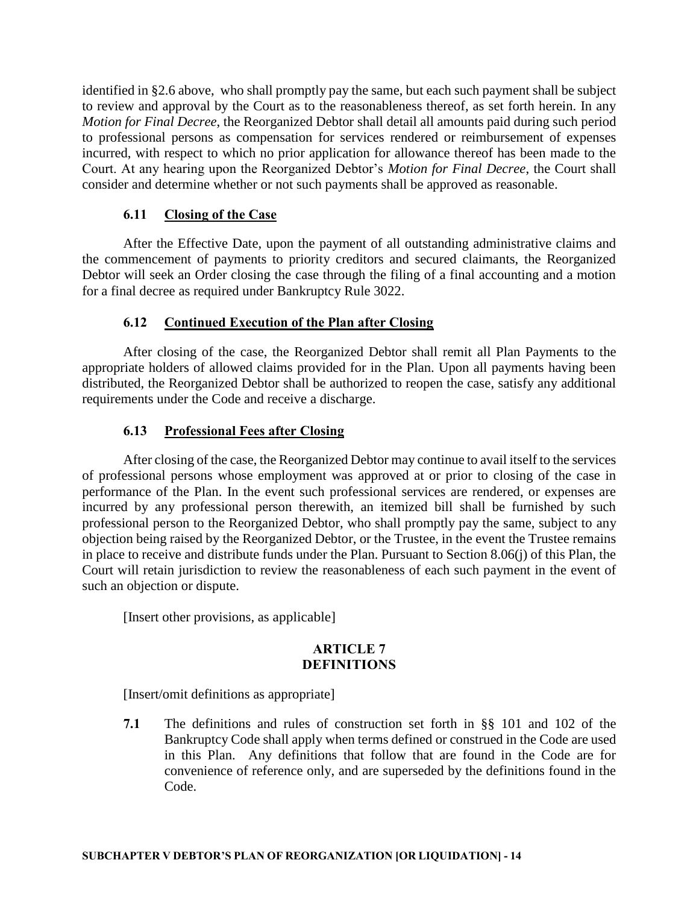identified in §2.6 above, who shall promptly pay the same, but each such payment shall be subject to review and approval by the Court as to the reasonableness thereof, as set forth herein. In any *Motion for Final Decree*, the Reorganized Debtor shall detail all amounts paid during such period to professional persons as compensation for services rendered or reimbursement of expenses incurred, with respect to which no prior application for allowance thereof has been made to the Court. At any hearing upon the Reorganized Debtor's *Motion for Final Decree*, the Court shall consider and determine whether or not such payments shall be approved as reasonable.

### 6.11 Closing of the Case

After the Effective Date, upon the payment of all outstanding administrative claims and the commencement of payments to priority creditors and secured claimants, the Reorganized Debtor will seek an Order closing the case through the filing of a final accounting and a motion for a final decree as required under Bankruptcy Rule 3022.

### 6.12 Continued Execution of the Plan after Closing

After closing of the case, the Reorganized Debtor shall remit all Plan Payments to the appropriate holders of allowed claims provided for in the Plan. Upon all payments having been distributed, the Reorganized Debtor shall be authorized to reopen the case, satisfy any additional requirements under the Code and receive a discharge.

### 6.13 Professional Fees after Closing

After closing of the case, the Reorganized Debtor may continue to avail itself to the services of professional persons whose employment was approved at or prior to closing of the case in performance of the Plan. In the event such professional services are rendered, or expenses are incurred by any professional person therewith, an itemized bill shall be furnished by such professional person to the Reorganized Debtor, who shall promptly pay the same, subject to any objection being raised by the Reorganized Debtor, or the Trustee, in the event the Trustee remains in place to receive and distribute funds under the Plan. Pursuant to Section 8.06(j) of this Plan, the Court will retain jurisdiction to review the reasonableness of each such payment in the event of such an objection or dispute.

[Insert other provisions, as applicable]

## ARTICLE 7
## DEFINITIONS

[Insert/omit definitions as appropriate]

**7.1** The definitions and rules of construction set forth in §§ 101 and 102 of the Bankruptcy Code shall apply when terms defined or construed in the Code are used in this Plan. Any definitions that follow that are found in the Code are for convenience of reference only, and are superseded by the definitions found in the Code.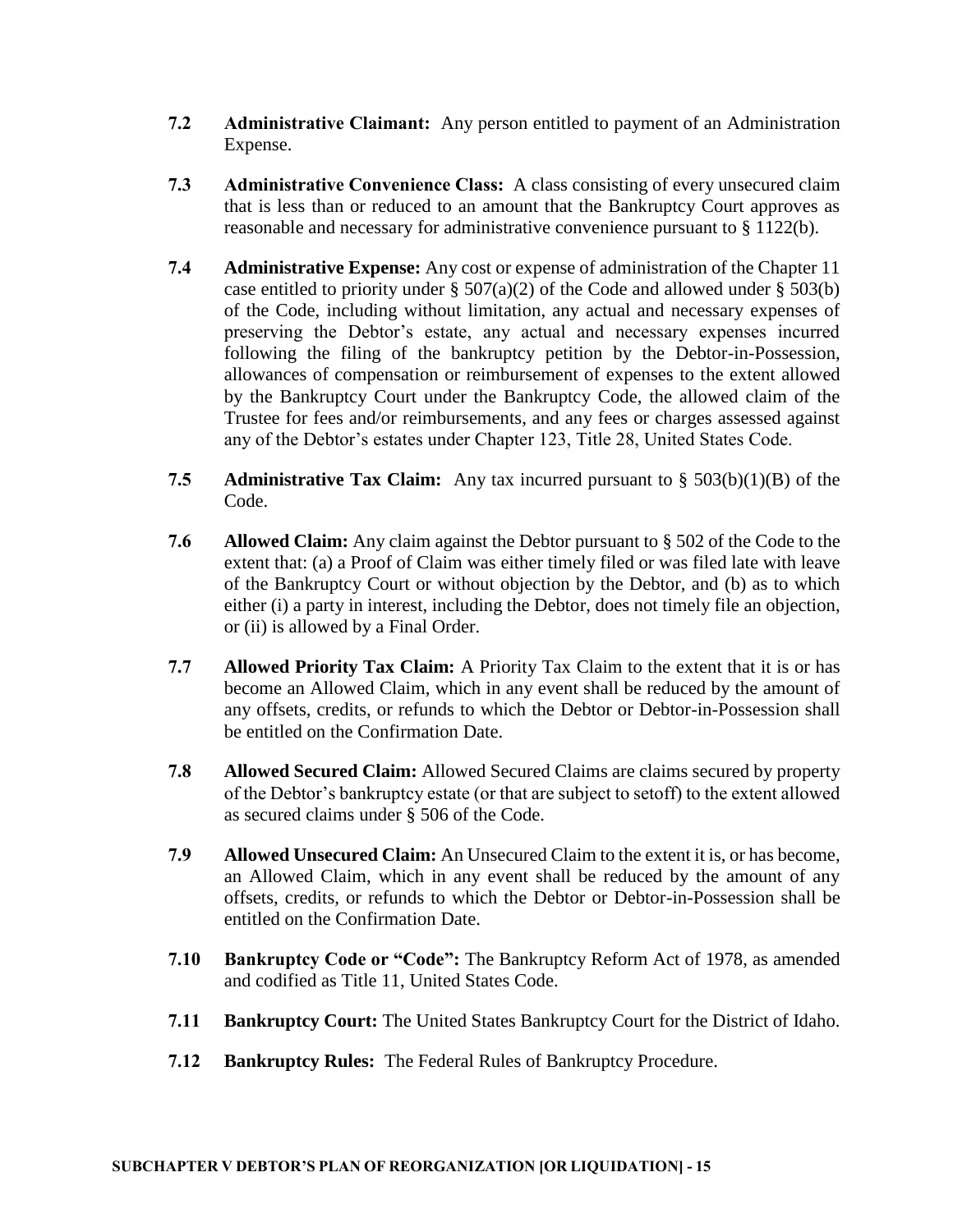**7.2 Administrative Claimant:** Any person entitled to payment of an Administration Expense.

**7.3 Administrative Convenience Class:** A class consisting of every unsecured claim that is less than or reduced to an amount that the Bankruptcy Court approves as reasonable and necessary for administrative convenience pursuant to § 1122(b).

**7.4 Administrative Expense:** Any cost or expense of administration of the Chapter 11 case entitled to priority under § 507(a)(2) of the Code and allowed under § 503(b) of the Code, including without limitation, any actual and necessary expenses of preserving the Debtor's estate, any actual and necessary expenses incurred following the filing of the bankruptcy petition by the Debtor-in-Possession, allowances of compensation or reimbursement of expenses to the extent allowed by the Bankruptcy Court under the Bankruptcy Code, the allowed claim of the Trustee for fees and/or reimbursements, and any fees or charges assessed against any of the Debtor's estates under Chapter 123, Title 28, United States Code.

**7.5 Administrative Tax Claim:** Any tax incurred pursuant to § 503(b)(1)(B) of the Code.

**7.6 Allowed Claim:** Any claim against the Debtor pursuant to § 502 of the Code to the extent that: (a) a Proof of Claim was either timely filed or was filed late with leave of the Bankruptcy Court or without objection by the Debtor, and (b) as to which either (i) a party in interest, including the Debtor, does not timely file an objection, or (ii) is allowed by a Final Order.

**7.7 Allowed Priority Tax Claim:** A Priority Tax Claim to the extent that it is or has become an Allowed Claim, which in any event shall be reduced by the amount of any offsets, credits, or refunds to which the Debtor or Debtor-in-Possession shall be entitled on the Confirmation Date.

**7.8 Allowed Secured Claim:** Allowed Secured Claims are claims secured by property of the Debtor's bankruptcy estate (or that are subject to setoff) to the extent allowed as secured claims under § 506 of the Code.

**7.9 Allowed Unsecured Claim:** An Unsecured Claim to the extent it is, or has become, an Allowed Claim, which in any event shall be reduced by the amount of any offsets, credits, or refunds to which the Debtor or Debtor-in-Possession shall be entitled on the Confirmation Date.

**7.10 Bankruptcy Code or "Code":** The Bankruptcy Reform Act of 1978, as amended and codified as Title 11, United States Code.

**7.11 Bankruptcy Court:** The United States Bankruptcy Court for the District of Idaho.

**7.12 Bankruptcy Rules:** The Federal Rules of Bankruptcy Procedure.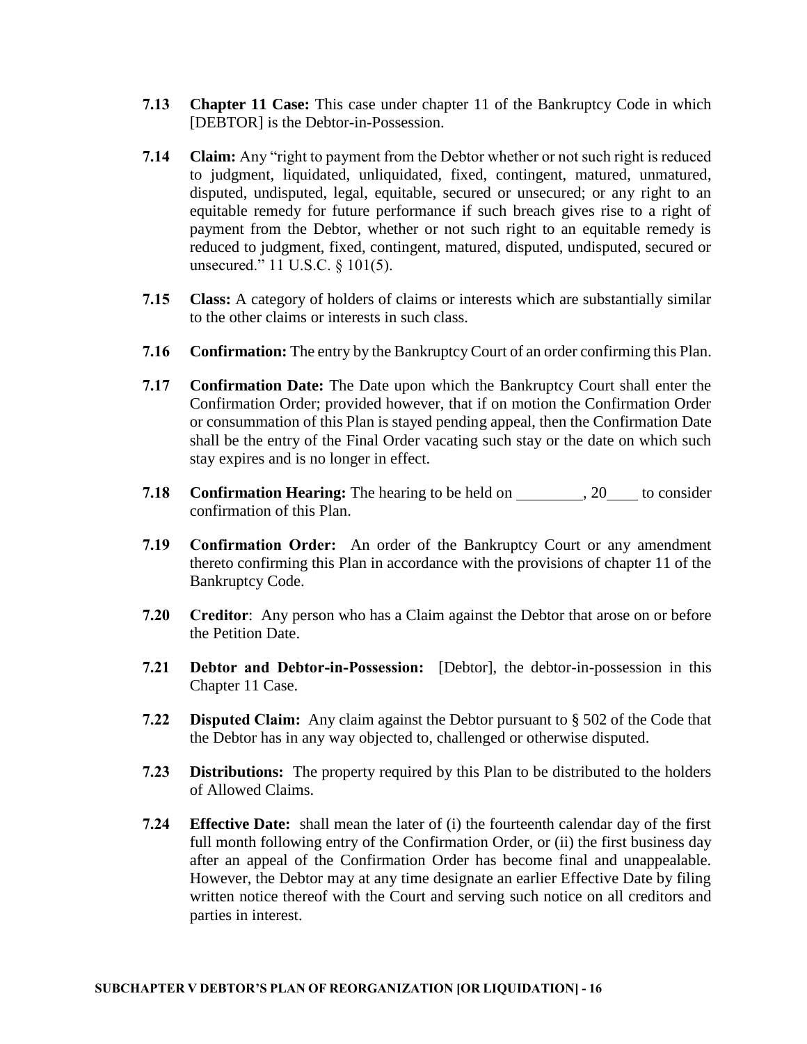**7.13 Chapter 11 Case:** This case under chapter 11 of the Bankruptcy Code in which [DEBTOR] is the Debtor-in-Possession.

**7.14 Claim:** Any "right to payment from the Debtor whether or not such right is reduced to judgment, liquidated, unliquidated, fixed, contingent, matured, unmatured, disputed, undisputed, legal, equitable, secured or unsecured; or any right to an equitable remedy for future performance if such breach gives rise to a right of payment from the Debtor, whether or not such right to an equitable remedy is reduced to judgment, fixed, contingent, matured, disputed, undisputed, secured or unsecured." 11 U.S.C. § 101(5).

**7.15 Class:** A category of holders of claims or interests which are substantially similar to the other claims or interests in such class.

**7.16 Confirmation:** The entry by the Bankruptcy Court of an order confirming this Plan.

**7.17 Confirmation Date:** The Date upon which the Bankruptcy Court shall enter the Confirmation Order; provided however, that if on motion the Confirmation Order or consummation of this Plan is stayed pending appeal, then the Confirmation Date shall be the entry of the Final Order vacating such stay or the date on which such stay expires and is no longer in effect.

**7.18 Confirmation Hearing:** The hearing to be held on \_\_\_\_\_\_\_\_\_, 20\_\_\_\_ to consider confirmation of this Plan.

**7.19 Confirmation Order:** An order of the Bankruptcy Court or any amendment thereto confirming this Plan in accordance with the provisions of chapter 11 of the Bankruptcy Code.

**7.20 Creditor**: Any person who has a Claim against the Debtor that arose on or before the Petition Date.

**7.21 Debtor and Debtor-in-Possession:** [Debtor], the debtor-in-possession in this Chapter 11 Case.

**7.22 Disputed Claim:** Any claim against the Debtor pursuant to § 502 of the Code that the Debtor has in any way objected to, challenged or otherwise disputed.

**7.23 Distributions:** The property required by this Plan to be distributed to the holders of Allowed Claims.

**7.24 Effective Date:** shall mean the later of (i) the fourteenth calendar day of the first full month following entry of the Confirmation Order, or (ii) the first business day after an appeal of the Confirmation Order has become final and unappealable. However, the Debtor may at any time designate an earlier Effective Date by filing written notice thereof with the Court and serving such notice on all creditors and parties in interest.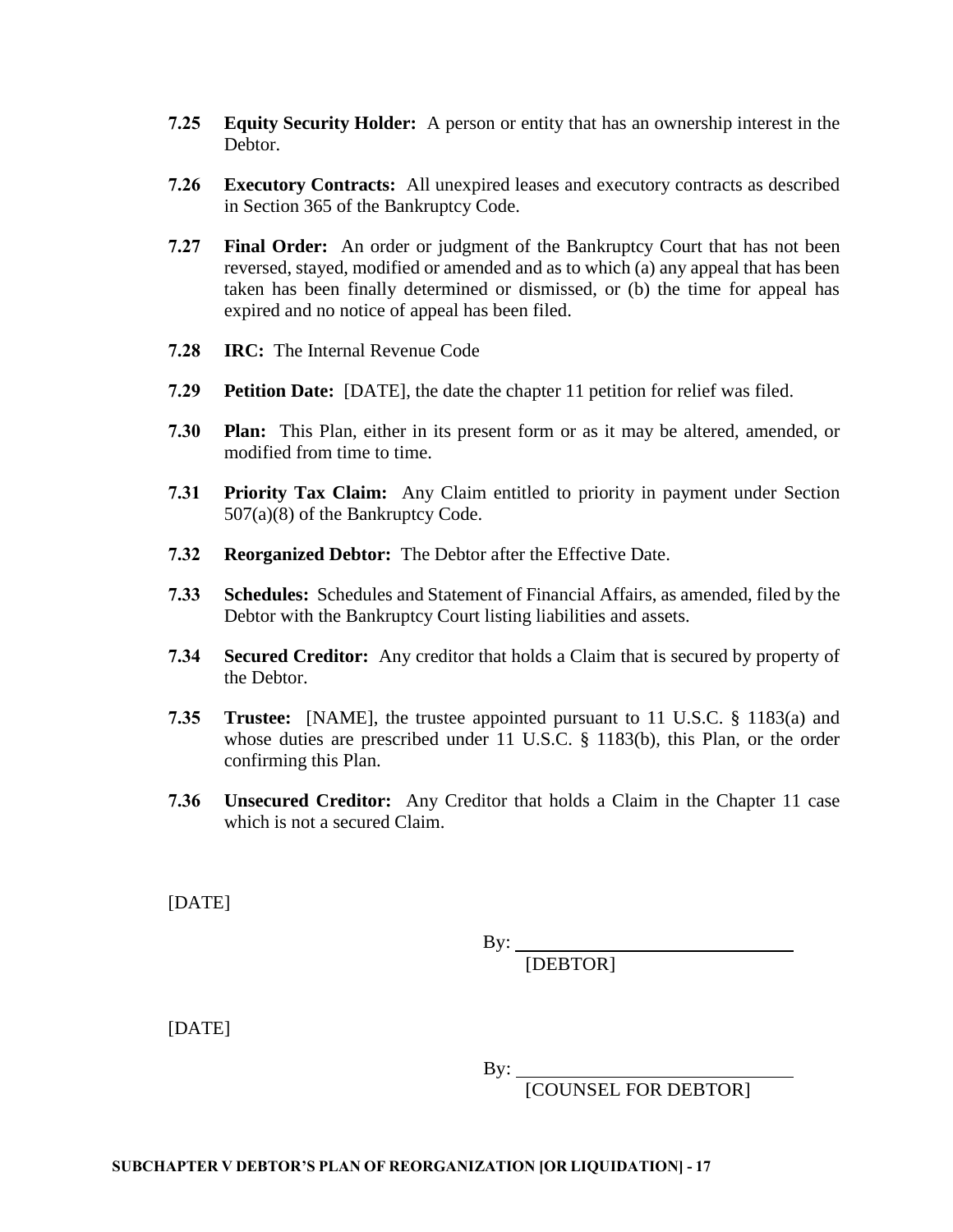**7.25 Equity Security Holder:** A person or entity that has an ownership interest in the Debtor.

**7.26 Executory Contracts:** All unexpired leases and executory contracts as described in Section 365 of the Bankruptcy Code.

**7.27 Final Order:** An order or judgment of the Bankruptcy Court that has not been reversed, stayed, modified or amended and as to which (a) any appeal that has been taken has been finally determined or dismissed, or (b) the time for appeal has expired and no notice of appeal has been filed.

**7.28 IRC:** The Internal Revenue Code

**7.29 Petition Date:** [DATE], the date the chapter 11 petition for relief was filed.

**7.30 Plan:** This Plan, either in its present form or as it may be altered, amended, or modified from time to time.

**7.31 Priority Tax Claim:** Any Claim entitled to priority in payment under Section 507(a)(8) of the Bankruptcy Code.

**7.32 Reorganized Debtor:** The Debtor after the Effective Date.

**7.33 Schedules:** Schedules and Statement of Financial Affairs, as amended, filed by the Debtor with the Bankruptcy Court listing liabilities and assets.

**7.34 Secured Creditor:** Any creditor that holds a Claim that is secured by property of the Debtor.

**7.35 Trustee:** [NAME], the trustee appointed pursuant to 11 U.S.C. § 1183(a) and whose duties are prescribed under 11 U.S.C. § 1183(b), this Plan, or the order confirming this Plan.

**7.36 Unsecured Creditor:** Any Creditor that holds a Claim in the Chapter 11 case which is not a secured Claim.

[DATE]

By: ______________________________
[DEBTOR]

[DATE]

By: ______________________________
[COUNSEL FOR DEBTOR]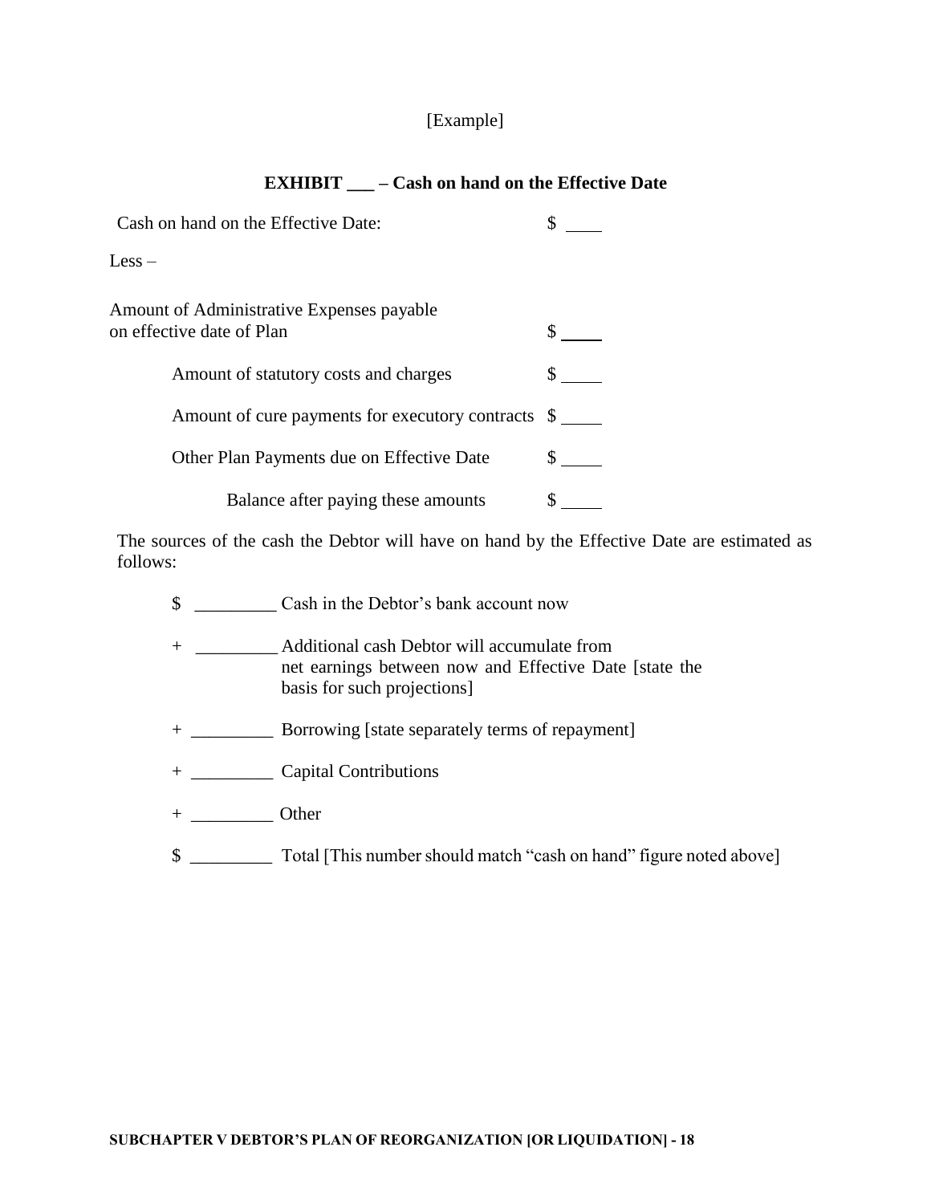[Example]

**EXHIBIT \_\_\_ – Cash on hand on the Effective Date**

| | |
|---|---|
| Cash on hand on the Effective Date: | $ \_\_\_\_ |
| Less – | |
| Amount of Administrative Expenses payable on effective date of Plan | $ \_\_\_\_ |
| Amount of statutory costs and charges | $ \_\_\_\_ |
| Amount of cure payments for executory contracts | $ \_\_\_\_ |
| Other Plan Payments due on Effective Date | $ \_\_\_\_ |
| Balance after paying these amounts | $ \_\_\_\_ |

The sources of the cash the Debtor will have on hand by the Effective Date are estimated as follows:

$ \_\_\_\_\_\_\_\_\_ Cash in the Debtor's bank account now

\+ \_\_\_\_\_\_\_\_\_ Additional cash Debtor will accumulate from net earnings between now and Effective Date [state the basis for such projections]

\+ \_\_\_\_\_\_\_\_\_ Borrowing [state separately terms of repayment]

\+ \_\_\_\_\_\_\_\_\_ Capital Contributions

\+ \_\_\_\_\_\_\_\_\_ Other

$ \_\_\_\_\_\_\_\_\_ Total [This number should match "cash on hand" figure noted above]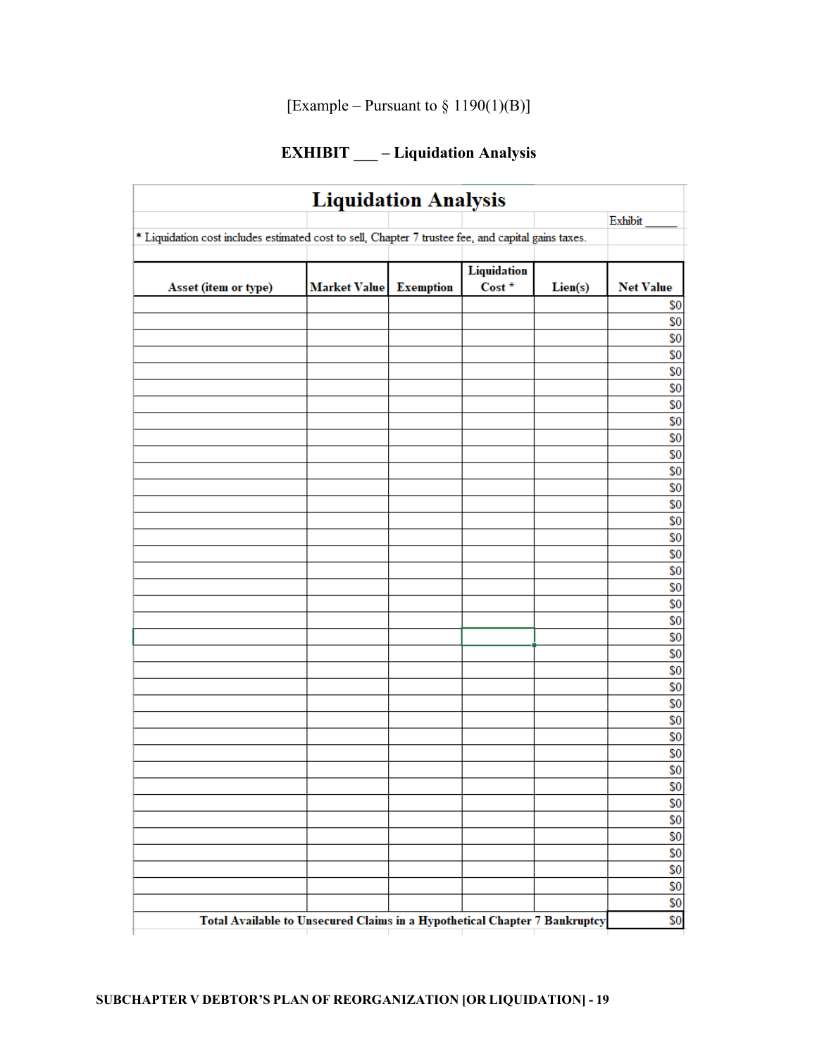[Example – Pursuant to § 1190(1)(B)]

**EXHIBIT ___ – Liquidation Analysis**

## Liquidation Analysis

Exhibit _____

* Liquidation cost includes estimated cost to sell, Chapter 7 trustee fee, and capital gains taxes.

| Asset (item or type) | Market Value | Exemption | Liquidation Cost * | Lien(s) | Net Value |
|---|---|---|---|---|---|
| | | | | | $0 |
| | | | | | $0 |
| | | | | | $0 |
| | | | | | $0 |
| | | | | | $0 |
| | | | | | $0 |
| | | | | | $0 |
| | | | | | $0 |
| | | | | | $0 |
| | | | | | $0 |
| | | | | | $0 |
| | | | | | $0 |
| | | | | | $0 |
| | | | | | $0 |
| | | | | | $0 |
| | | | | | $0 |
| | | | | | $0 |
| | | | | | $0 |
| | | | | | $0 |
| | | | | | $0 |
| | | | | | $0 |
| | | | | | $0 |
| | | | | | $0 |
| | | | | | $0 |
| | | | | | $0 |
| | | | | | $0 |
| | | | | | $0 |
| | | | | | $0 |
| | | | | | $0 |
| | | | | | $0 |
| | | | | | $0 |
| | | | | | $0 |
| | | | | | $0 |
| | | | | | $0 |
| | | | | | $0 |
| | | | | | $0 |
| | | | | | $0 |
| Total Available to Unsecured Claims in a Hypothetical Chapter 7 Bankruptcy | | | | | $0 |